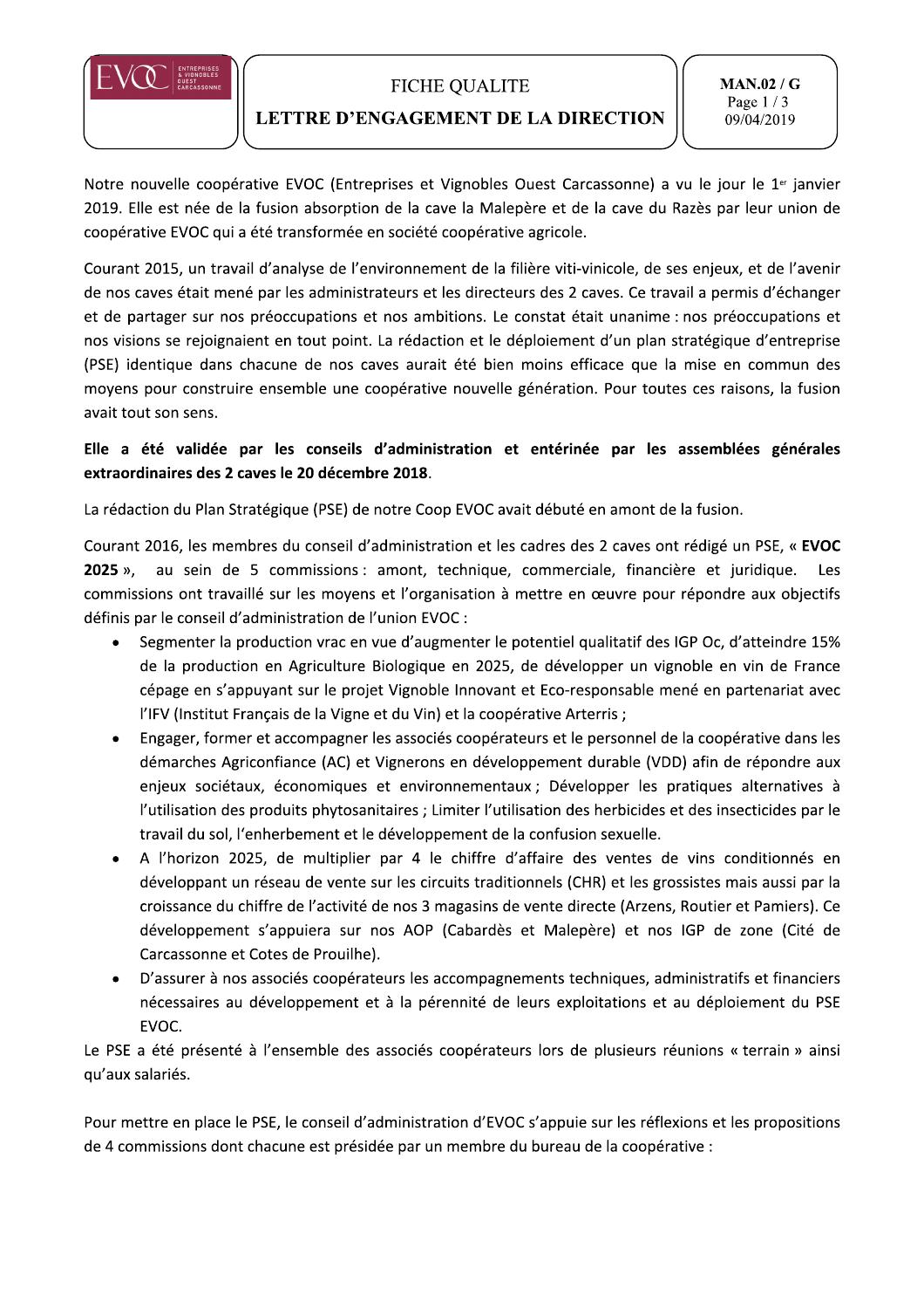# FICHE QUALITE

## LETTRE D'ENGAGEMENT DE LA DIRECTION

Notre nouvelle coopérative EVOC (Entreprises et Vignobles Ouest Carcassonne) a vu le jour le 1er janvier 2019. Elle est née de la fusion absorption de la cave la Malepère et de la cave du Razès par leur union de coopérative EVOC qui a été transformée en société coopérative agricole.

Courant 2015, un travail d'analyse de l'environnement de la filière viti-vinicole, de ses enjeux, et de l'avenir de nos caves était mené par les administrateurs et les directeurs des 2 caves. Ce travail a permis d'échanger et de partager sur nos préoccupations et nos ambitions. Le constat était unanime : nos préoccupations et nos visions se rejoignaient en tout point. La rédaction et le déploiement d'un plan stratégique d'entreprise (PSE) identique dans chacune de nos caves aurait été bien moins efficace que la mise en commun des moyens pour construire ensemble une coopérative nouvelle génération. Pour toutes ces raisons, la fusion avait tout son sens.

**Elle a été validée par les conseils d'administration et entérinée par les assemblées générales extraordinaires des 2 caves le 20 décembre 2018**.

La rédaction du Plan Stratégique (PSE) de notre Coop EVOC avait débuté en amont de la fusion.

Courant 2016, les membres du conseil d'administration et les cadres des 2 caves ont rédigé un PSE, « **EVOC 2025** », au sein de 5 commissions : amont, technique, commerciale, financière et juridique. Les commissions ont travaillé sur les moyens et l'organisation à mettre en œuvre pour répondre aux objectifs définis par le conseil d'administration de l'union EVOC :

- Segmenter la production vrac en vue d'augmenter le potentiel qualitatif des IGP Oc, d'atteindre 15% de la production en Agriculture Biologique en 2025, de développer un vignoble en vin de France cépage en s'appuyant sur le projet Vignoble Innovant et Eco-responsable mené en partenariat avec l'IFV (Institut Français de la Vigne et du Vin) et la coopérative Arterris ;
- Engager, former et accompagner les associés coopérateurs et le personnel de la coopérative dans les démarches Agriconfiance (AC) et Vignerons en développement durable (VDD) afin de répondre aux enjeux sociétaux, économiques et environnementaux ; Développer les pratiques alternatives à l'utilisation des produits phytosanitaires ; Limiter l'utilisation des herbicides et des insecticides par le travail du sol, l'enherbement et le développement de la confusion sexuelle.
- A l'horizon 2025, de multiplier par 4 le chiffre d'affaire des ventes de vins conditionnés en développant un réseau de vente sur les circuits traditionnels (CHR) et les grossistes mais aussi par la croissance du chiffre de l'activité de nos 3 magasins de vente directe (Arzens, Routier et Pamiers). Ce développement s'appuiera sur nos AOP (Cabardès et Malepère) et nos IGP de zone (Cité de Carcassonne et Cotes de Prouilhe).
- D'assurer à nos associés coopérateurs les accompagnements techniques, administratifs et financiers nécessaires au développement et à la pérennité de leurs exploitations et au déploiement du PSE EVOC.

Le PSE a été présenté à l'ensemble des associés coopérateurs lors de plusieurs réunions « terrain » ainsi qu'aux salariés.

Pour mettre en place le PSE, le conseil d'administration d'EVOC s'appuie sur les réflexions et les propositions de 4 commissions dont chacune est présidée par un membre du bureau de la coopérative :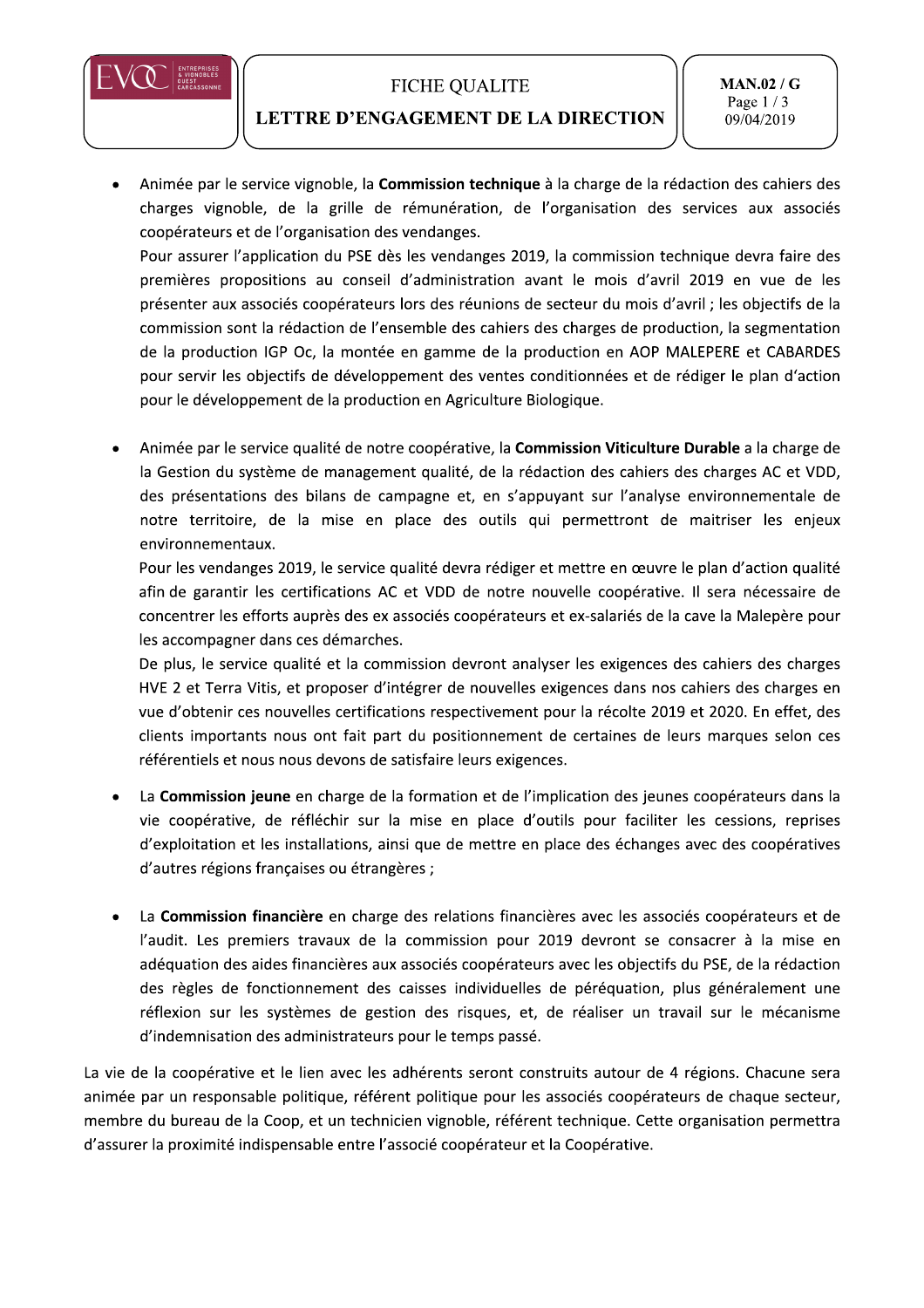- Animée par le service vignoble, la **Commission technique** à la charge de la rédaction des cahiers des charges vignoble, de la grille de rémunération, de l'organisation des services aux associés coopérateurs et de l'organisation des vendanges.
  Pour assurer l'application du PSE dès les vendanges 2019, la commission technique devra faire des premières propositions au conseil d'administration avant le mois d'avril 2019 en vue de les présenter aux associés coopérateurs lors des réunions de secteur du mois d'avril ; les objectifs de la commission sont la rédaction de l'ensemble des cahiers des charges de production, la segmentation de la production IGP Oc, la montée en gamme de la production en AOP MALEPERE et CABARDES pour servir les objectifs de développement des ventes conditionnées et de rédiger le plan d'action pour le développement de la production en Agriculture Biologique.

- Animée par le service qualité de notre coopérative, la **Commission Viticulture Durable** a la charge de la Gestion du système de management qualité, de la rédaction des cahiers des charges AC et VDD, des présentations des bilans de campagne et, en s'appuyant sur l'analyse environnementale de notre territoire, de la mise en place des outils qui permettront de maitriser les enjeux environnementaux.
  Pour les vendanges 2019, le service qualité devra rédiger et mettre en œuvre le plan d'action qualité afin de garantir les certifications AC et VDD de notre nouvelle coopérative. Il sera nécessaire de concentrer les efforts auprès des ex associés coopérateurs et ex-salariés de la cave la Malepère pour les accompagner dans ces démarches.
  De plus, le service qualité et la commission devront analyser les exigences des cahiers des charges HVE 2 et Terra Vitis, et proposer d'intégrer de nouvelles exigences dans nos cahiers des charges en vue d'obtenir ces nouvelles certifications respectivement pour la récolte 2019 et 2020. En effet, des clients importants nous ont fait part du positionnement de certaines de leurs marques selon ces référentiels et nous nous devons de satisfaire leurs exigences.

- La **Commission jeune** en charge de la formation et de l'implication des jeunes coopérateurs dans la vie coopérative, de réfléchir sur la mise en place d'outils pour faciliter les cessions, reprises d'exploitation et les installations, ainsi que de mettre en place des échanges avec des coopératives d'autres régions françaises ou étrangères ;

- La **Commission financière** en charge des relations financières avec les associés coopérateurs et de l'audit. Les premiers travaux de la commission pour 2019 devront se consacrer à la mise en adéquation des aides financières aux associés coopérateurs avec les objectifs du PSE, de la rédaction des règles de fonctionnement des caisses individuelles de péréquation, plus généralement une réflexion sur les systèmes de gestion des risques, et, de réaliser un travail sur le mécanisme d'indemnisation des administrateurs pour le temps passé.

La vie de la coopérative et le lien avec les adhérents seront construits autour de 4 régions. Chacune sera animée par un responsable politique, référent politique pour les associés coopérateurs de chaque secteur, membre du bureau de la Coop, et un technicien vignoble, référent technique. Cette organisation permettra d'assurer la proximité indispensable entre l'associé coopérateur et la Coopérative.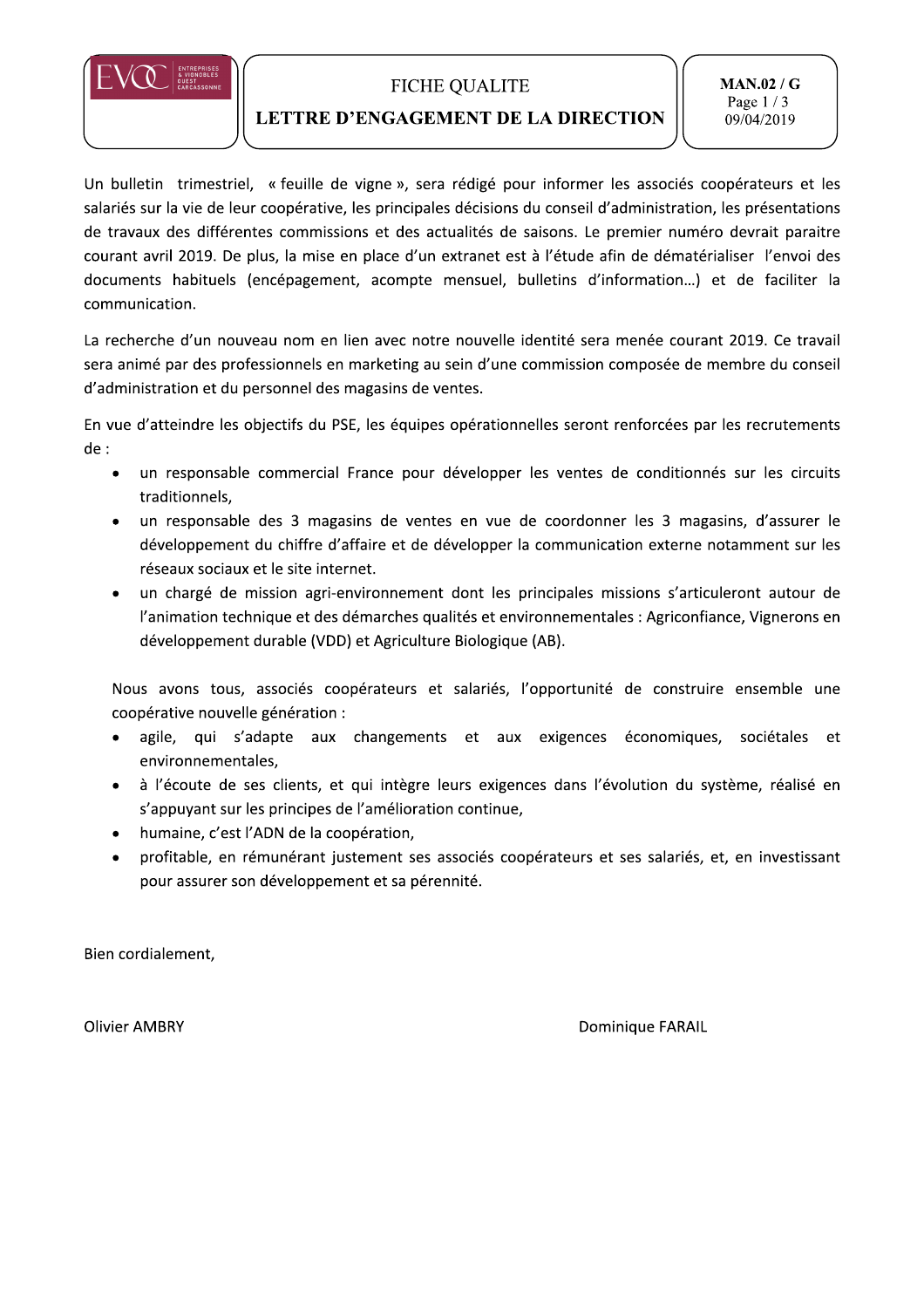Un bulletin trimestriel, « feuille de vigne », sera rédigé pour informer les associés coopérateurs et les salariés sur la vie de leur coopérative, les principales décisions du conseil d'administration, les présentations de travaux des différentes commissions et des actualités de saisons. Le premier numéro devrait paraitre courant avril 2019. De plus, la mise en place d'un extranet est à l'étude afin de dématérialiser l'envoi des documents habituels (encépagement, acompte mensuel, bulletins d'information…) et de faciliter la communication.

La recherche d'un nouveau nom en lien avec notre nouvelle identité sera menée courant 2019. Ce travail sera animé par des professionnels en marketing au sein d'une commission composée de membre du conseil d'administration et du personnel des magasins de ventes.

En vue d'atteindre les objectifs du PSE, les équipes opérationnelles seront renforcées par les recrutements de :

- un responsable commercial France pour développer les ventes de conditionnés sur les circuits traditionnels,
- un responsable des 3 magasins de ventes en vue de coordonner les 3 magasins, d'assurer le développement du chiffre d'affaire et de développer la communication externe notamment sur les réseaux sociaux et le site internet.
- un chargé de mission agri-environnement dont les principales missions s'articuleront autour de l'animation technique et des démarches qualités et environnementales : Agriconfiance, Vignerons en développement durable (VDD) et Agriculture Biologique (AB).

Nous avons tous, associés coopérateurs et salariés, l'opportunité de construire ensemble une coopérative nouvelle génération :

- agile, qui s'adapte aux changements et aux exigences économiques, sociétales et environnementales,
- à l'écoute de ses clients, et qui intègre leurs exigences dans l'évolution du système, réalisé en s'appuyant sur les principes de l'amélioration continue,
- humaine, c'est l'ADN de la coopération,
- profitable, en rémunérant justement ses associés coopérateurs et ses salariés, et, en investissant pour assurer son développement et sa pérennité.

Bien cordialement,

Olivier AMBRY

Dominique FARAIL